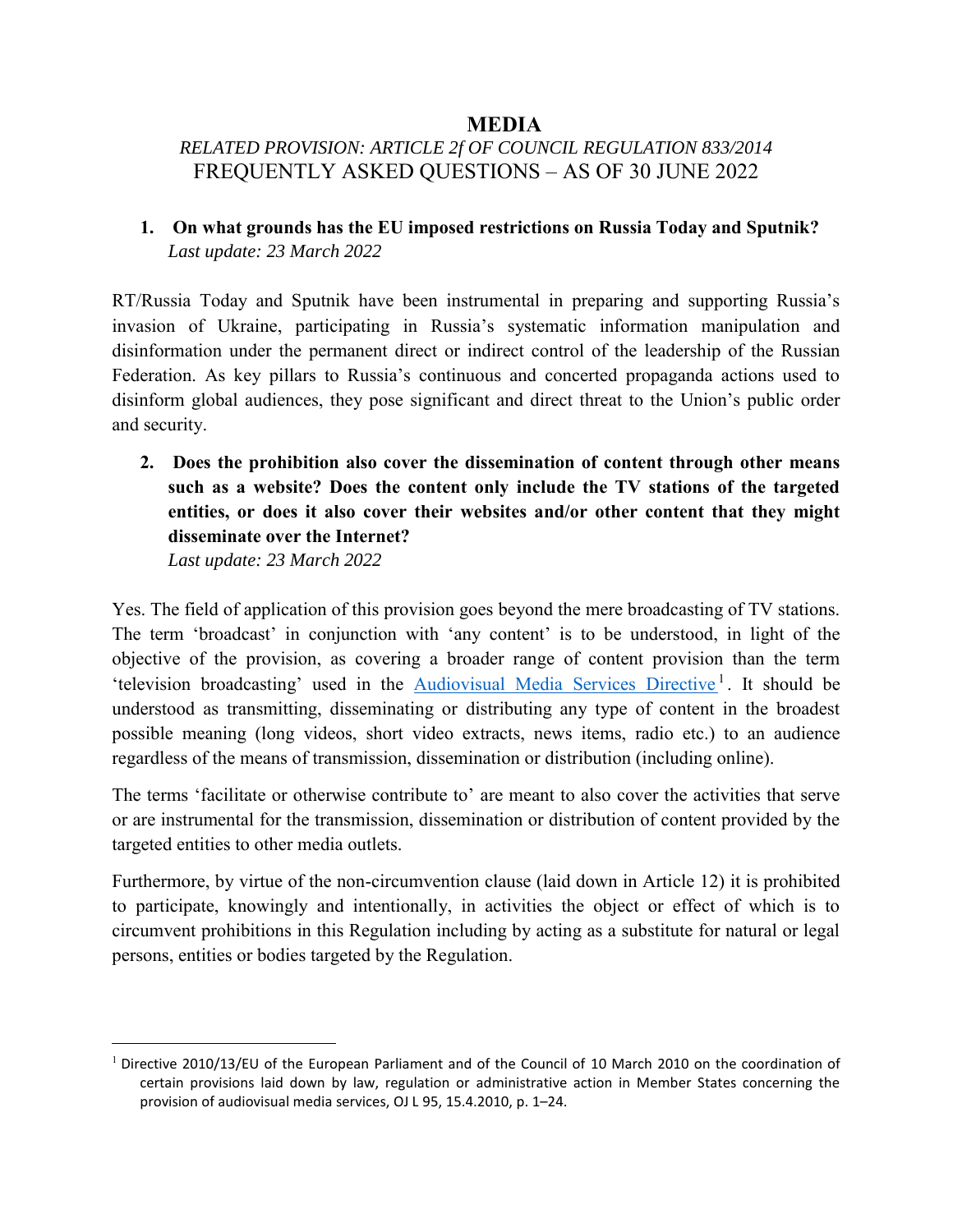# MEDIA

*RELATED PROVISION: ARTICLE 2f OF COUNCIL REGULATION 833/2014*

FREQUENTLY ASKED QUESTIONS – AS OF 30 JUNE 2022

## 1. On what grounds has the EU imposed restrictions on Russia Today and Sputnik?

*Last update: 23 March 2022*

RT/Russia Today and Sputnik have been instrumental in preparing and supporting Russia's invasion of Ukraine, participating in Russia's systematic information manipulation and disinformation under the permanent direct or indirect control of the leadership of the Russian Federation. As key pillars to Russia's continuous and concerted propaganda actions used to disinform global audiences, they pose significant and direct threat to the Union's public order and security.

## 2. Does the prohibition also cover the dissemination of content through other means such as a website? Does the content only include the TV stations of the targeted entities, or does it also cover their websites and/or other content that they might disseminate over the Internet?

*Last update: 23 March 2022*

Yes. The field of application of this provision goes beyond the mere broadcasting of TV stations. The term 'broadcast' in conjunction with 'any content' is to be understood, in light of the objective of the provision, as covering a broader range of content provision than the term 'television broadcasting' used in the Audiovisual Media Services Directive[1]. It should be understood as transmitting, disseminating or distributing any type of content in the broadest possible meaning (long videos, short video extracts, news items, radio etc.) to an audience regardless of the means of transmission, dissemination or distribution (including online).

The terms 'facilitate or otherwise contribute to' are meant to also cover the activities that serve or are instrumental for the transmission, dissemination or distribution of content provided by the targeted entities to other media outlets.

Furthermore, by virtue of the non-circumvention clause (laid down in Article 12) it is prohibited to participate, knowingly and intentionally, in activities the object or effect of which is to circumvent prohibitions in this Regulation including by acting as a substitute for natural or legal persons, entities or bodies targeted by the Regulation.

---

[1] Directive 2010/13/EU of the European Parliament and of the Council of 10 March 2010 on the coordination of certain provisions laid down by law, regulation or administrative action in Member States concerning the provision of audiovisual media services, OJ L 95, 15.4.2010, p. 1–24.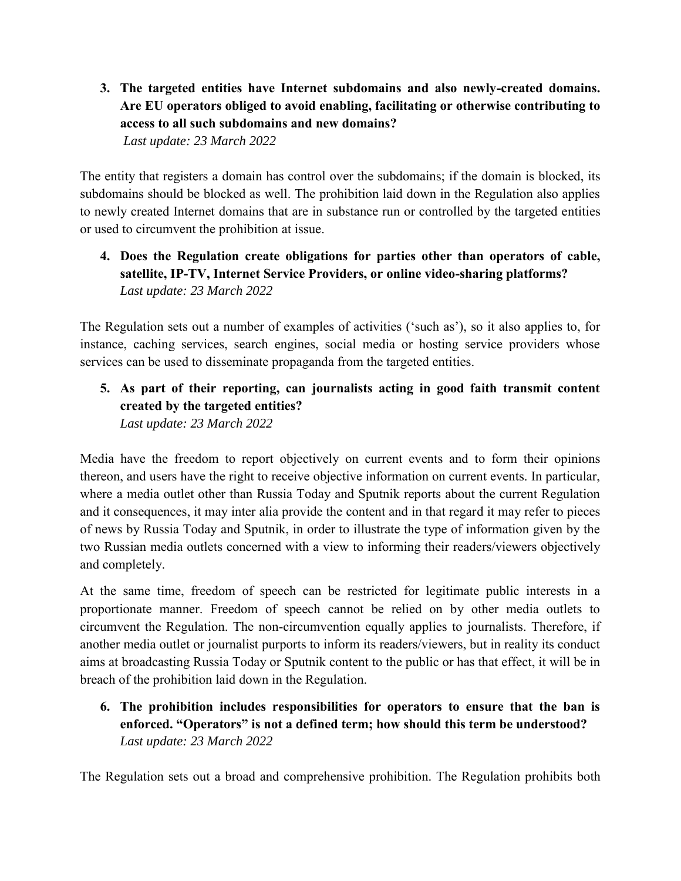3. **The targeted entities have Internet subdomains and also newly-created domains. Are EU operators obliged to avoid enabling, facilitating or otherwise contributing to access to all such subdomains and new domains?**
   *Last update: 23 March 2022*

The entity that registers a domain has control over the subdomains; if the domain is blocked, its subdomains should be blocked as well. The prohibition laid down in the Regulation also applies to newly created Internet domains that are in substance run or controlled by the targeted entities or used to circumvent the prohibition at issue.

4. **Does the Regulation create obligations for parties other than operators of cable, satellite, IP-TV, Internet Service Providers, or online video-sharing platforms?**
   *Last update: 23 March 2022*

The Regulation sets out a number of examples of activities ('such as'), so it also applies to, for instance, caching services, search engines, social media or hosting service providers whose services can be used to disseminate propaganda from the targeted entities.

5. **As part of their reporting, can journalists acting in good faith transmit content created by the targeted entities?**
   *Last update: 23 March 2022*

Media have the freedom to report objectively on current events and to form their opinions thereon, and users have the right to receive objective information on current events. In particular, where a media outlet other than Russia Today and Sputnik reports about the current Regulation and it consequences, it may inter alia provide the content and in that regard it may refer to pieces of news by Russia Today and Sputnik, in order to illustrate the type of information given by the two Russian media outlets concerned with a view to informing their readers/viewers objectively and completely.

At the same time, freedom of speech can be restricted for legitimate public interests in a proportionate manner. Freedom of speech cannot be relied on by other media outlets to circumvent the Regulation. The non-circumvention equally applies to journalists. Therefore, if another media outlet or journalist purports to inform its readers/viewers, but in reality its conduct aims at broadcasting Russia Today or Sputnik content to the public or has that effect, it will be in breach of the prohibition laid down in the Regulation.

6. **The prohibition includes responsibilities for operators to ensure that the ban is enforced. "Operators" is not a defined term; how should this term be understood?**
   *Last update: 23 March 2022*

The Regulation sets out a broad and comprehensive prohibition. The Regulation prohibits both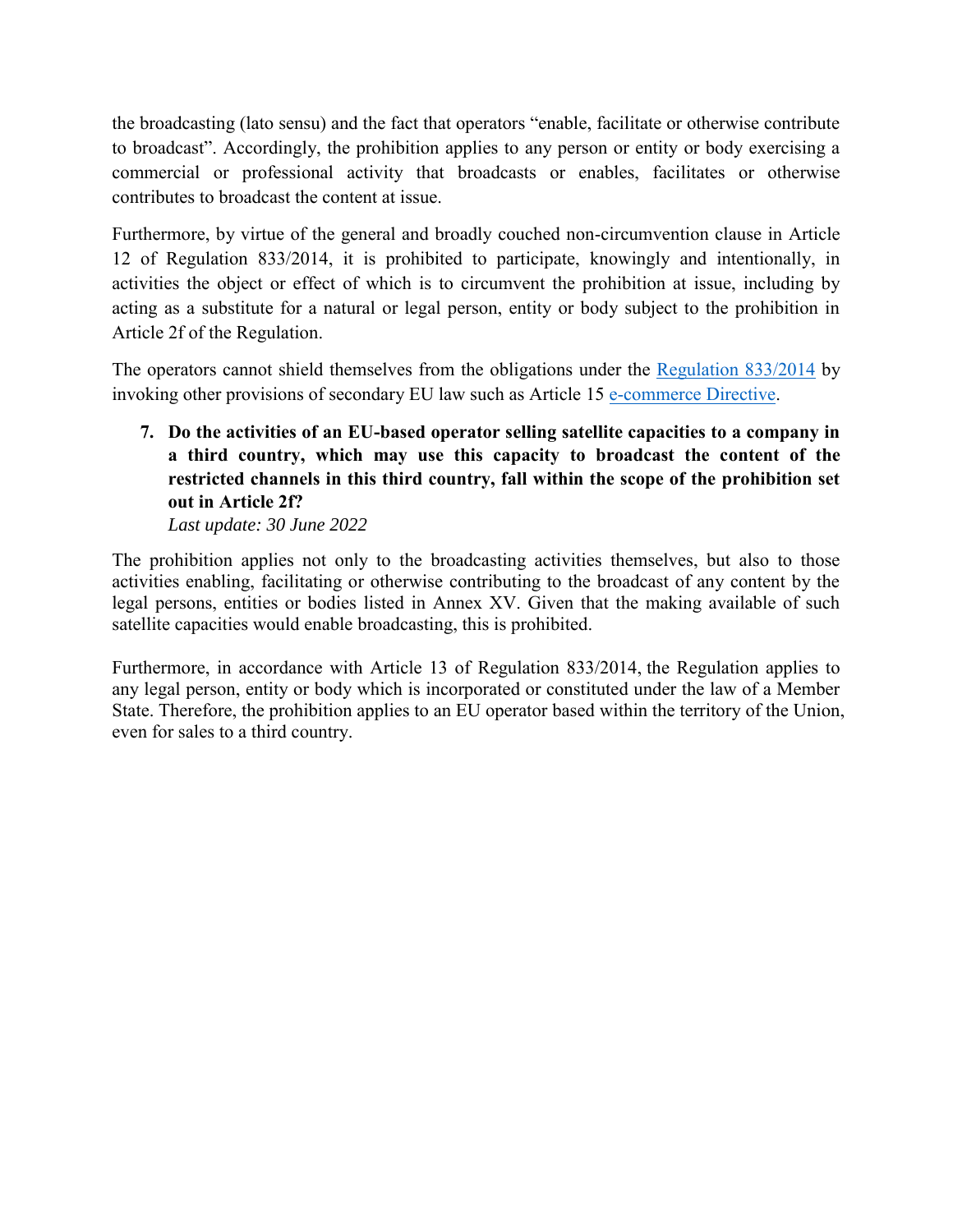the broadcasting (lato sensu) and the fact that operators "enable, facilitate or otherwise contribute to broadcast". Accordingly, the prohibition applies to any person or entity or body exercising a commercial or professional activity that broadcasts or enables, facilitates or otherwise contributes to broadcast the content at issue.

Furthermore, by virtue of the general and broadly couched non-circumvention clause in Article 12 of Regulation 833/2014, it is prohibited to participate, knowingly and intentionally, in activities the object or effect of which is to circumvent the prohibition at issue, including by acting as a substitute for a natural or legal person, entity or body subject to the prohibition in Article 2f of the Regulation.

The operators cannot shield themselves from the obligations under the Regulation 833/2014 by invoking other provisions of secondary EU law such as Article 15 e-commerce Directive.

**7. Do the activities of an EU-based operator selling satellite capacities to a company in a third country, which may use this capacity to broadcast the content of the restricted channels in this third country, fall within the scope of the prohibition set out in Article 2f?**

*Last update: 30 June 2022*

The prohibition applies not only to the broadcasting activities themselves, but also to those activities enabling, facilitating or otherwise contributing to the broadcast of any content by the legal persons, entities or bodies listed in Annex XV. Given that the making available of such satellite capacities would enable broadcasting, this is prohibited.

Furthermore, in accordance with Article 13 of Regulation 833/2014, the Regulation applies to any legal person, entity or body which is incorporated or constituted under the law of a Member State. Therefore, the prohibition applies to an EU operator based within the territory of the Union, even for sales to a third country.